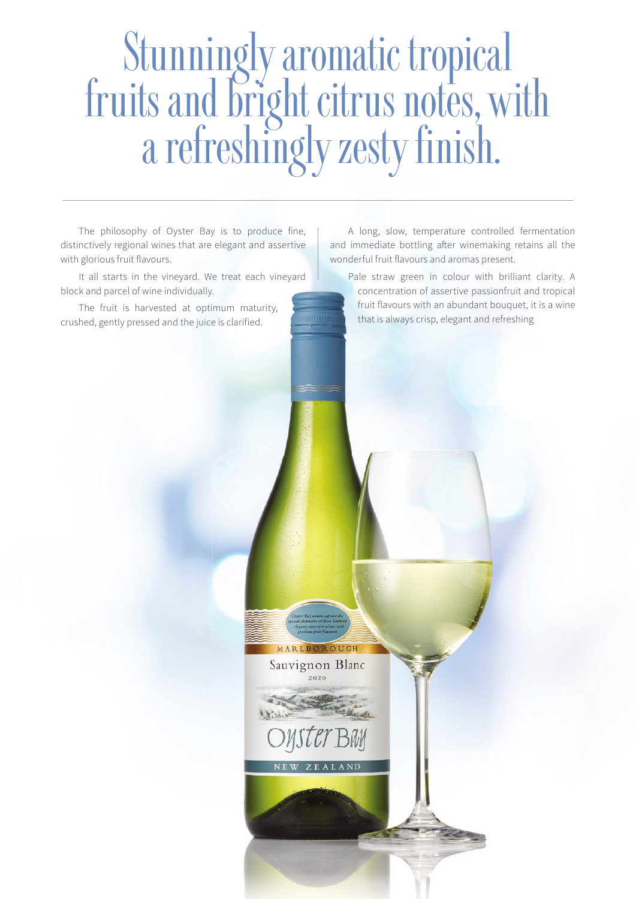# Stunningly aromatic tropical fruits and bright citrus notes, with a refreshingly zesty finish.

---

The philosophy of Oyster Bay is to produce fine, distinctively regional wines that are elegant and assertive with glorious fruit flavours.

It all starts in the vineyard. We treat each vineyard block and parcel of wine individually.

The fruit is harvested at optimum maturity, crushed, gently pressed and the juice is clarified.

A long, slow, temperature controlled fermentation and immediate bottling after winemaking retains all the wonderful fruit flavours and aromas present.

Pale straw green in colour with brilliant clarity. A concentration of assertive passionfruit and tropical fruit flavours with an abundant bouquet, it is a wine that is always crisp, elegant and refreshing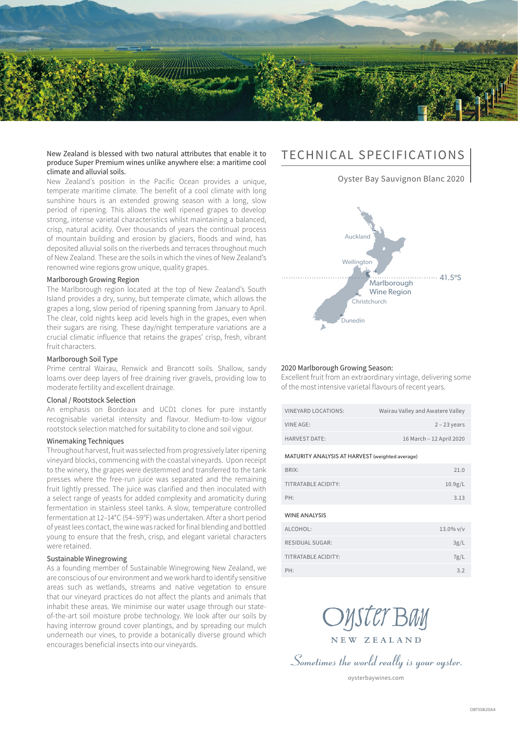New Zealand is blessed with two natural attributes that enable it to produce Super Premium wines unlike anywhere else: a maritime cool climate and alluvial soils.

New Zealand's position in the Pacific Ocean provides a unique, temperate maritime climate. The benefit of a cool climate with long sunshine hours is an extended growing season with a long, slow period of ripening. This allows the well ripened grapes to develop strong, intense varietal characteristics whilst maintaining a balanced, crisp, natural acidity. Over thousands of years the continual process of mountain building and erosion by glaciers, floods and wind, has deposited alluvial soils on the riverbeds and terraces throughout much of New Zealand. These are the soils in which the vines of New Zealand's renowned wine regions grow unique, quality grapes.

### Marlborough Growing Region

The Marlborough region located at the top of New Zealand's South Island provides a dry, sunny, but temperate climate, which allows the grapes a long, slow period of ripening spanning from January to April. The clear, cold nights keep acid levels high in the grapes, even when their sugars are rising. These day/night temperature variations are a crucial climatic influence that retains the grapes' crisp, fresh, vibrant fruit characters.

### Marlborough Soil Type

Prime central Wairau, Renwick and Brancott soils. Shallow, sandy loams over deep layers of free draining river gravels, providing low to moderate fertility and excellent drainage.

### Clonal / Rootstock Selection

An emphasis on Bordeaux and UCD1 clones for pure instantly recognisable varietal intensity and flavour. Medium-to-low vigour rootstock selection matched for suitability to clone and soil vigour.

### Winemaking Techniques

Throughout harvest, fruit was selected from progressively later ripening vineyard blocks, commencing with the coastal vineyards. Upon receipt to the winery, the grapes were destemmed and transferred to the tank presses where the free-run juice was separated and the remaining fruit lightly pressed. The juice was clarified and then inoculated with a select range of yeasts for added complexity and aromaticity during fermentation in stainless steel tanks. A slow, temperature controlled fermentation at 12–14°C (54–59°F) was undertaken. After a short period of yeast lees contact, the wine was racked for final blending and bottled young to ensure that the fresh, crisp, and elegant varietal characters were retained.

### Sustainable Winegrowing

As a founding member of Sustainable Winegrowing New Zealand, we are conscious of our environment and we work hard to identify sensitive areas such as wetlands, streams and native vegetation to ensure that our vineyard practices do not affect the plants and animals that inhabit these areas. We minimise our water usage through our state-of-the-art soil moisture probe technology. We look after our soils by having interrow ground cover plantings, and by spreading our mulch underneath our vines, to provide a botanically diverse ground which encourages beneficial insects into our vineyards.

# TECHNICAL SPECIFICATIONS

## Oyster Bay Sauvignon Blanc 2020

Auckland

Wellington

41.5°S

Marlborough Wine Region

Christchurch

Dunedin

### 2020 Marlborough Growing Season:

Excellent fruit from an extraordinary vintage, delivering some of the most intensive varietal flavours of recent years.

| | |
|---|---|
| VINEYARD LOCATIONS: | Wairau Valley and Awatere Valley |
| VINE AGE: | 2 – 23 years |
| HARVEST DATE: | 16 March – 12 April 2020 |

**MATURITY ANALYSIS AT HARVEST** (weighted average)

| | |
|---|---|
| BRIX: | 21.0 |
| TITRATABLE ACIDITY: | 10.9g/L |
| PH: | 3.13 |

**WINE ANALYSIS**

| | |
|---|---|
| ALCOHOL: | 13.0% v/v |
| RESIDUAL SUGAR: | 3g/L |
| TITRATABLE ACIDITY: | 7g/L |
| PH: | 3.2 |

Oyster Bay

NEW ZEALAND

*Sometimes the world really is your oyster.*

oysterbaywines.com

OBTSSB20A4